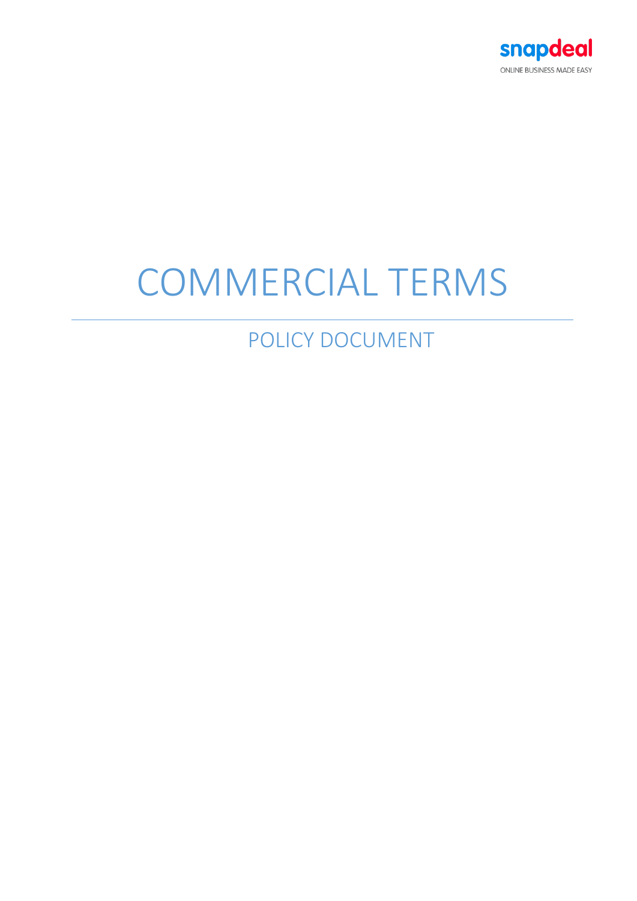snapdeal

ONLINE BUSINESS MADE EASY

# COMMERCIAL TERMS

## POLICY DOCUMENT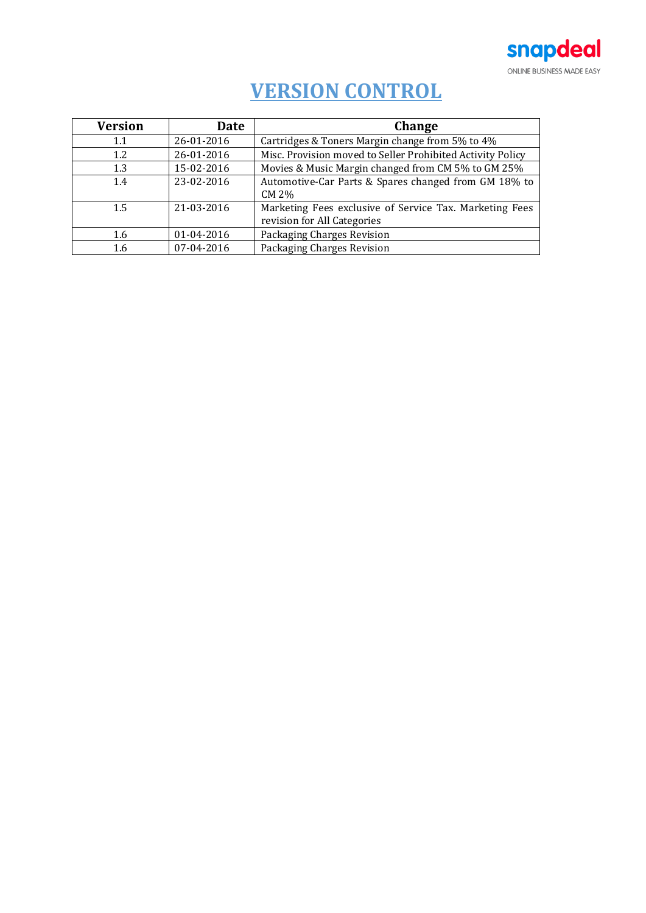# VERSION CONTROL

| Version | Date | Change |
|---|---|---|
| 1.1 | 26-01-2016 | Cartridges & Toners Margin change from 5% to 4% |
| 1.2 | 26-01-2016 | Misc. Provision moved to Seller Prohibited Activity Policy |
| 1.3 | 15-02-2016 | Movies & Music Margin changed from CM 5% to GM 25% |
| 1.4 | 23-02-2016 | Automotive-Car Parts & Spares changed from GM 18% to CM 2% |
| 1.5 | 21-03-2016 | Marketing Fees exclusive of Service Tax. Marketing Fees revision for All Categories |
| 1.6 | 01-04-2016 | Packaging Charges Revision |
| 1.6 | 07-04-2016 | Packaging Charges Revision |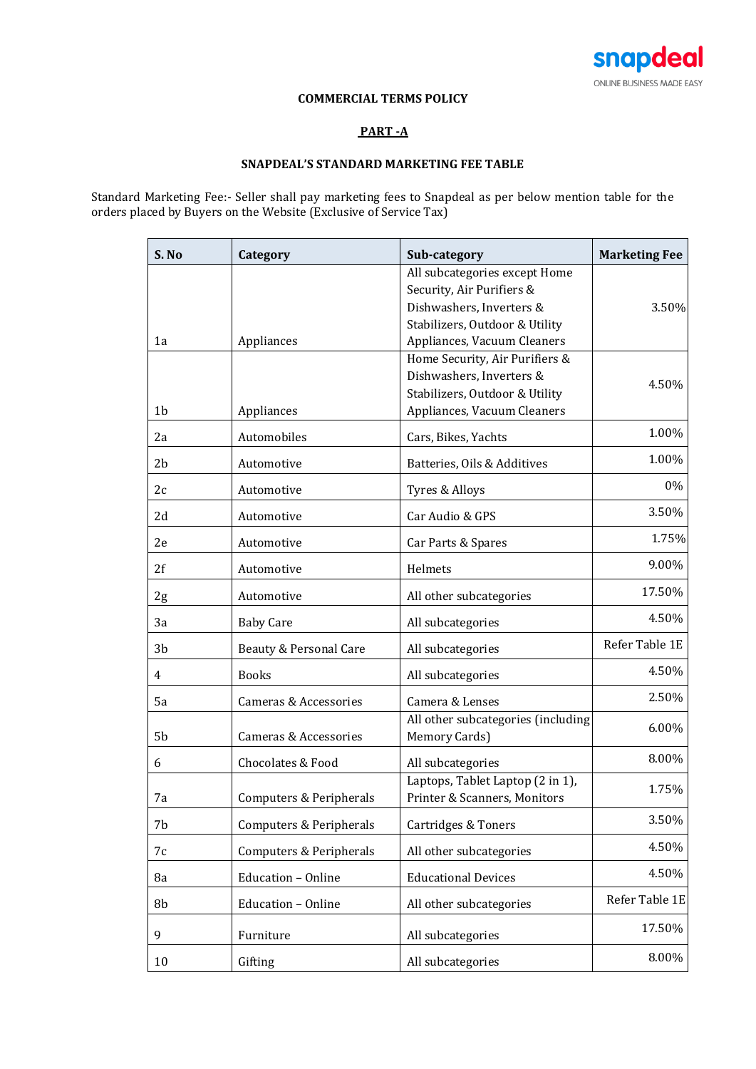**COMMERCIAL TERMS POLICY**

**PART -A**

**SNAPDEAL'S STANDARD MARKETING FEE TABLE**

Standard Marketing Fee:- Seller shall pay marketing fees to Snapdeal as per below mention table for the orders placed by Buyers on the Website (Exclusive of Service Tax)

| S. No | Category | Sub-category | Marketing Fee |
|---|---|---|---|
| 1a | Appliances | All subcategories except Home Security, Air Purifiers & Dishwashers, Inverters & Stabilizers, Outdoor & Utility Appliances, Vacuum Cleaners | 3.50% |
| 1b | Appliances | Home Security, Air Purifiers & Dishwashers, Inverters & Stabilizers, Outdoor & Utility Appliances, Vacuum Cleaners | 4.50% |
| 2a | Automobiles | Cars, Bikes, Yachts | 1.00% |
| 2b | Automotive | Batteries, Oils & Additives | 1.00% |
| 2c | Automotive | Tyres & Alloys | 0% |
| 2d | Automotive | Car Audio & GPS | 3.50% |
| 2e | Automotive | Car Parts & Spares | 1.75% |
| 2f | Automotive | Helmets | 9.00% |
| 2g | Automotive | All other subcategories | 17.50% |
| 3a | Baby Care | All subcategories | 4.50% |
| 3b | Beauty & Personal Care | All subcategories | Refer Table 1E |
| 4 | Books | All subcategories | 4.50% |
| 5a | Cameras & Accessories | Camera & Lenses | 2.50% |
| 5b | Cameras & Accessories | All other subcategories (including Memory Cards) | 6.00% |
| 6 | Chocolates & Food | All subcategories | 8.00% |
| 7a | Computers & Peripherals | Laptops, Tablet Laptop (2 in 1), Printer & Scanners, Monitors | 1.75% |
| 7b | Computers & Peripherals | Cartridges & Toners | 3.50% |
| 7c | Computers & Peripherals | All other subcategories | 4.50% |
| 8a | Education – Online | Educational Devices | 4.50% |
| 8b | Education – Online | All other subcategories | Refer Table 1E |
| 9 | Furniture | All subcategories | 17.50% |
| 10 | Gifting | All subcategories | 8.00% |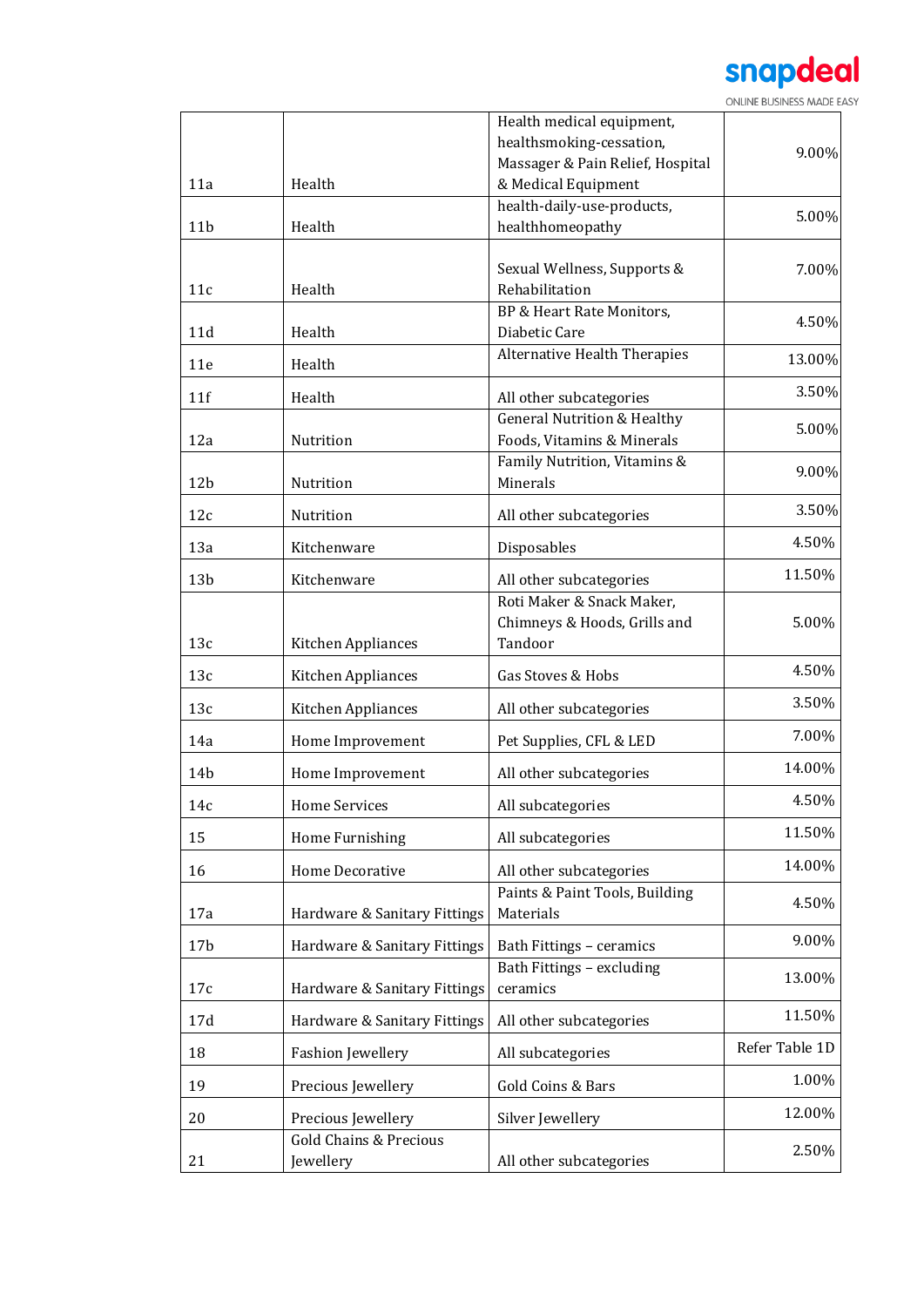| 11a | Health | Health medical equipment, healthsmoking-cessation, Massager & Pain Relief, Hospital & Medical Equipment | 9.00% |
|---|---|---|---|
| 11b | Health | health-daily-use-products, healthhomeopathy | 5.00% |
| 11c | Health | Sexual Wellness, Supports & Rehabilitation | 7.00% |
| 11d | Health | BP & Heart Rate Monitors, Diabetic Care | 4.50% |
| 11e | Health | Alternative Health Therapies | 13.00% |
| 11f | Health | All other subcategories | 3.50% |
| 12a | Nutrition | General Nutrition & Healthy Foods, Vitamins & Minerals | 5.00% |
| 12b | Nutrition | Family Nutrition, Vitamins & Minerals | 9.00% |
| 12c | Nutrition | All other subcategories | 3.50% |
| 13a | Kitchenware | Disposables | 4.50% |
| 13b | Kitchenware | All other subcategories | 11.50% |
| 13c | Kitchen Appliances | Roti Maker & Snack Maker, Chimneys & Hoods, Grills and Tandoor | 5.00% |
| 13c | Kitchen Appliances | Gas Stoves & Hobs | 4.50% |
| 13c | Kitchen Appliances | All other subcategories | 3.50% |
| 14a | Home Improvement | Pet Supplies, CFL & LED | 7.00% |
| 14b | Home Improvement | All other subcategories | 14.00% |
| 14c | Home Services | All subcategories | 4.50% |
| 15 | Home Furnishing | All subcategories | 11.50% |
| 16 | Home Decorative | All other subcategories | 14.00% |
| 17a | Hardware & Sanitary Fittings | Paints & Paint Tools, Building Materials | 4.50% |
| 17b | Hardware & Sanitary Fittings | Bath Fittings – ceramics | 9.00% |
| 17c | Hardware & Sanitary Fittings | Bath Fittings – excluding ceramics | 13.00% |
| 17d | Hardware & Sanitary Fittings | All other subcategories | 11.50% |
| 18 | Fashion Jewellery | All subcategories | Refer Table 1D |
| 19 | Precious Jewellery | Gold Coins & Bars | 1.00% |
| 20 | Precious Jewellery | Silver Jewellery | 12.00% |
| 21 | Gold Chains & Precious Jewellery | All other subcategories | 2.50% |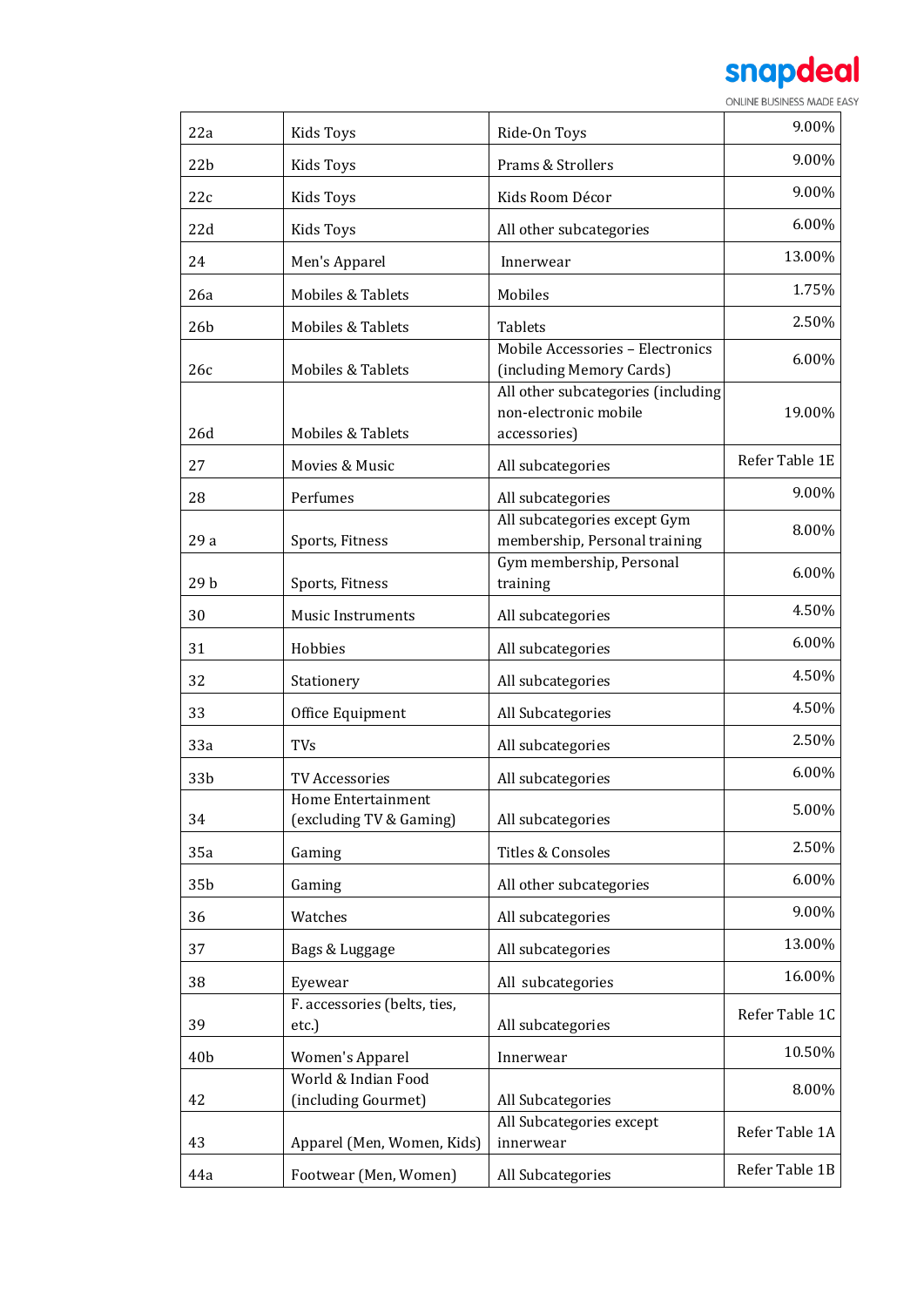| 22a | Kids Toys | Ride-On Toys | 9.00% |
|---|---|---|---|
| 22b | Kids Toys | Prams & Strollers | 9.00% |
| 22c | Kids Toys | Kids Room Décor | 9.00% |
| 22d | Kids Toys | All other subcategories | 6.00% |
| 24 | Men's Apparel | Innerwear | 13.00% |
| 26a | Mobiles & Tablets | Mobiles | 1.75% |
| 26b | Mobiles & Tablets | Tablets | 2.50% |
| 26c | Mobiles & Tablets | Mobile Accessories – Electronics (including Memory Cards) | 6.00% |
| 26d | Mobiles & Tablets | All other subcategories (including non-electronic mobile accessories) | 19.00% |
| 27 | Movies & Music | All subcategories | Refer Table 1E |
| 28 | Perfumes | All subcategories | 9.00% |
| 29 a | Sports, Fitness | All subcategories except Gym membership, Personal training | 8.00% |
| 29 b | Sports, Fitness | Gym membership, Personal training | 6.00% |
| 30 | Music Instruments | All subcategories | 4.50% |
| 31 | Hobbies | All subcategories | 6.00% |
| 32 | Stationery | All subcategories | 4.50% |
| 33 | Office Equipment | All Subcategories | 4.50% |
| 33a | TVs | All subcategories | 2.50% |
| 33b | TV Accessories | All subcategories | 6.00% |
| 34 | Home Entertainment (excluding TV & Gaming) | All subcategories | 5.00% |
| 35a | Gaming | Titles & Consoles | 2.50% |
| 35b | Gaming | All other subcategories | 6.00% |
| 36 | Watches | All subcategories | 9.00% |
| 37 | Bags & Luggage | All subcategories | 13.00% |
| 38 | Eyewear | All subcategories | 16.00% |
| 39 | F. accessories (belts, ties, etc.) | All subcategories | Refer Table 1C |
| 40b | Women's Apparel | Innerwear | 10.50% |
| 42 | World & Indian Food (including Gourmet) | All Subcategories | 8.00% |
| 43 | Apparel (Men, Women, Kids) | All Subcategories except innerwear | Refer Table 1A |
| 44a | Footwear (Men, Women) | All Subcategories | Refer Table 1B |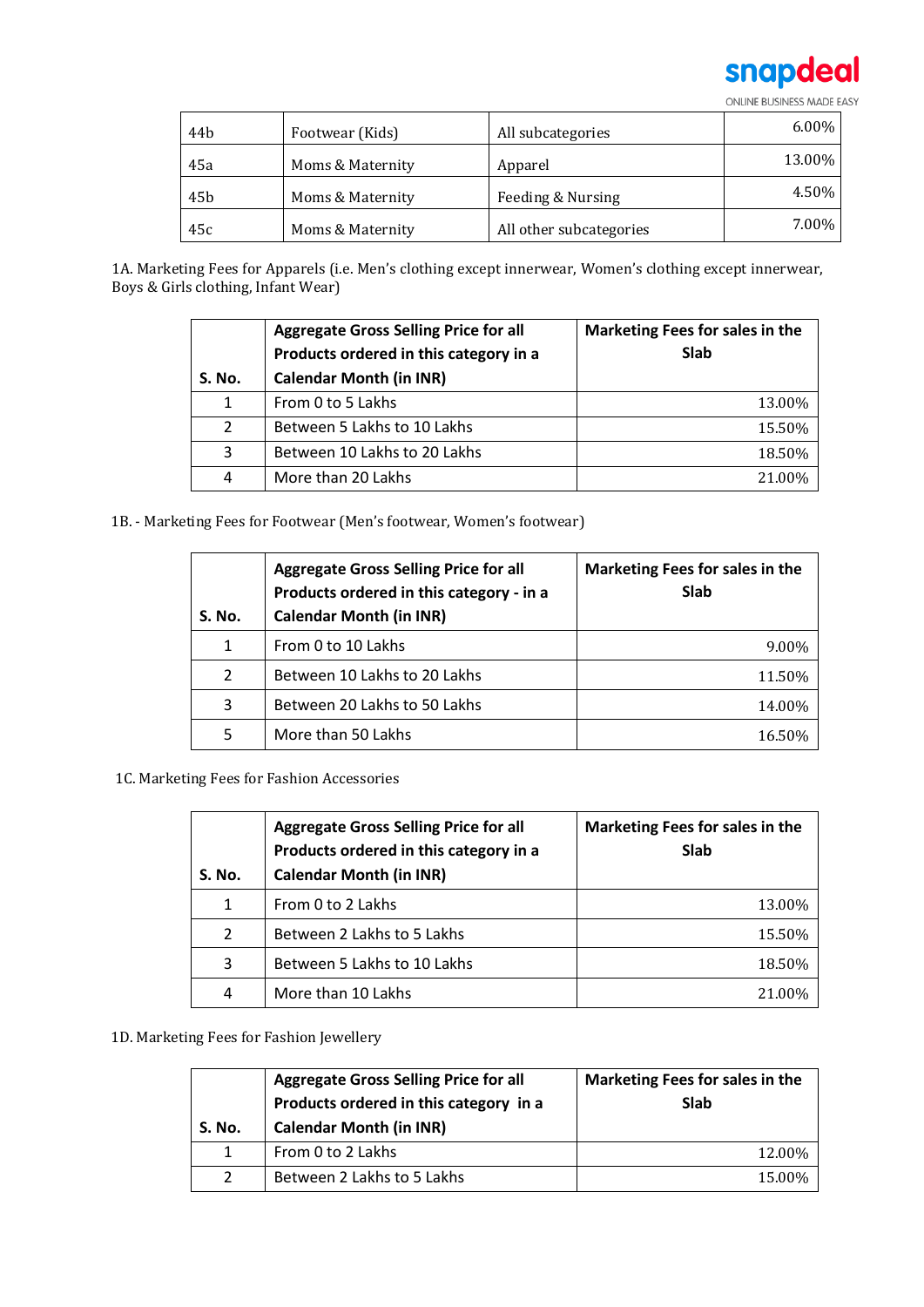| 44b | Footwear (Kids) | All subcategories | 6.00% |
|---|---|---|---|
| 45a | Moms & Maternity | Apparel | 13.00% |
| 45b | Moms & Maternity | Feeding & Nursing | 4.50% |
| 45c | Moms & Maternity | All other subcategories | 7.00% |

1A. Marketing Fees for Apparels (i.e. Men's clothing except innerwear, Women's clothing except innerwear, Boys & Girls clothing, Infant Wear)

| S. No. | Aggregate Gross Selling Price for all Products ordered in this category in a Calendar Month (in INR) | Marketing Fees for sales in the Slab |
|---|---|---|
| 1 | From 0 to 5 Lakhs | 13.00% |
| 2 | Between 5 Lakhs to 10 Lakhs | 15.50% |
| 3 | Between 10 Lakhs to 20 Lakhs | 18.50% |
| 4 | More than 20 Lakhs | 21.00% |

1B. - Marketing Fees for Footwear (Men's footwear, Women's footwear)

| S. No. | Aggregate Gross Selling Price for all Products ordered in this category - in a Calendar Month (in INR) | Marketing Fees for sales in the Slab |
|---|---|---|
| 1 | From 0 to 10 Lakhs | 9.00% |
| 2 | Between 10 Lakhs to 20 Lakhs | 11.50% |
| 3 | Between 20 Lakhs to 50 Lakhs | 14.00% |
| 5 | More than 50 Lakhs | 16.50% |

1C. Marketing Fees for Fashion Accessories

| S. No. | Aggregate Gross Selling Price for all Products ordered in this category in a Calendar Month (in INR) | Marketing Fees for sales in the Slab |
|---|---|---|
| 1 | From 0 to 2 Lakhs | 13.00% |
| 2 | Between 2 Lakhs to 5 Lakhs | 15.50% |
| 3 | Between 5 Lakhs to 10 Lakhs | 18.50% |
| 4 | More than 10 Lakhs | 21.00% |

1D. Marketing Fees for Fashion Jewellery

| S. No. | Aggregate Gross Selling Price for all Products ordered in this category in a Calendar Month (in INR) | Marketing Fees for sales in the Slab |
|---|---|---|
| 1 | From 0 to 2 Lakhs | 12.00% |
| 2 | Between 2 Lakhs to 5 Lakhs | 15.00% |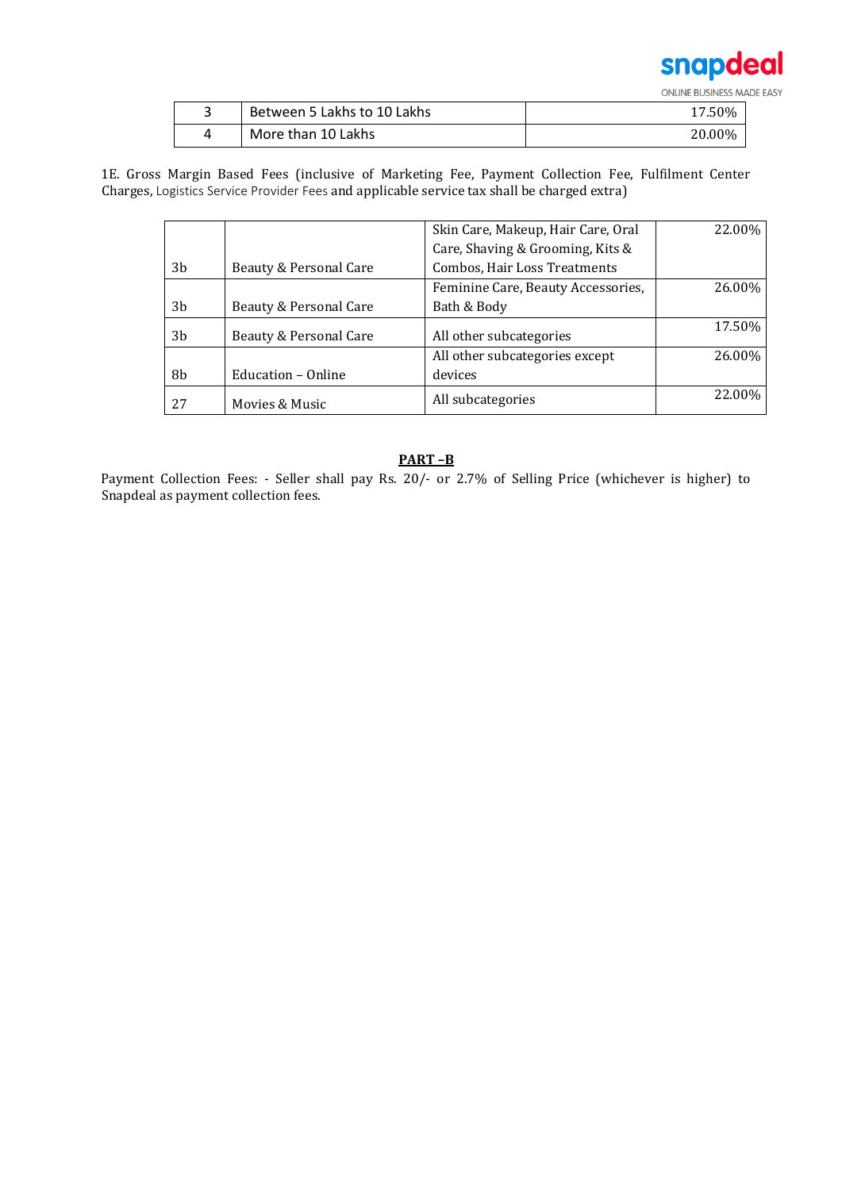| 3 | Between 5 Lakhs to 10 Lakhs | 17.50% |
|---|---|---|
| 4 | More than 10 Lakhs | 20.00% |

1E. Gross Margin Based Fees (inclusive of Marketing Fee, Payment Collection Fee, Fulfilment Center Charges, Logistics Service Provider Fees and applicable service tax shall be charged extra)

| | | | |
|---|---|---|---|
| 3b | Beauty & Personal Care | Skin Care, Makeup, Hair Care, Oral Care, Shaving & Grooming, Kits & Combos, Hair Loss Treatments | 22.00% |
| 3b | Beauty & Personal Care | Feminine Care, Beauty Accessories, Bath & Body | 26.00% |
| 3b | Beauty & Personal Care | All other subcategories | 17.50% |
| 8b | Education – Online | All other subcategories except devices | 26.00% |
| 27 | Movies & Music | All subcategories | 22.00% |

**PART –B**

Payment Collection Fees: - Seller shall pay Rs. 20/- or 2.7% of Selling Price (whichever is higher) to Snapdeal as payment collection fees.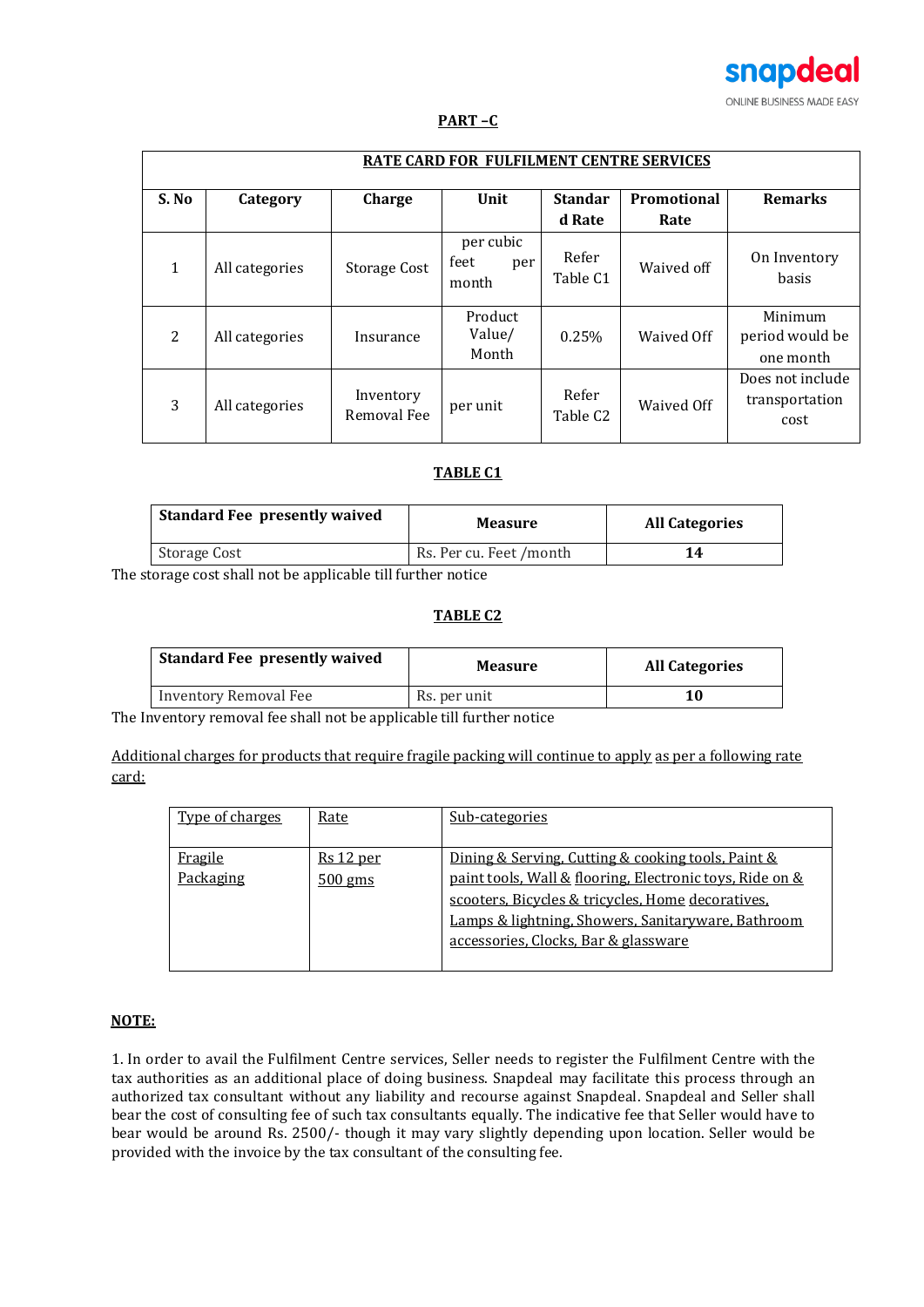**PART –C**

| RATE CARD FOR FULFILMENT CENTRE SERVICES | | | | | | |
|---|---|---|---|---|---|---|
| **S. No** | **Category** | **Charge** | **Unit** | **Standard Rate** | **Promotional Rate** | **Remarks** |
| 1 | All categories | Storage Cost | per cubic feet per month | Refer Table C1 | Waived off | On Inventory basis |
| 2 | All categories | Insurance | Product Value/ Month | 0.25% | Waived Off | Minimum period would be one month |
| 3 | All categories | Inventory Removal Fee | per unit | Refer Table C2 | Waived Off | Does not include transportation cost |

**TABLE C1**

| Standard Fee presently waived | Measure | All Categories |
|---|---|---|
| Storage Cost | Rs. Per cu. Feet /month | **14** |

The storage cost shall not be applicable till further notice

**TABLE C2**

| Standard Fee presently waived | Measure | All Categories |
|---|---|---|
| Inventory Removal Fee | Rs. per unit | **10** |

The Inventory removal fee shall not be applicable till further notice

Additional charges for products that require fragile packing will continue to apply as per a following rate card:

| Type of charges | Rate | Sub-categories |
|---|---|---|
| Fragile Packaging | Rs 12 per 500 gms | Dining & Serving, Cutting & cooking tools, Paint & paint tools, Wall & flooring, Electronic toys, Ride on & scooters, Bicycles & tricycles, Home decoratives, Lamps & lightning, Showers, Sanitaryware, Bathroom accessories, Clocks, Bar & glassware |

**NOTE:**

1. In order to avail the Fulfilment Centre services, Seller needs to register the Fulfilment Centre with the tax authorities as an additional place of doing business. Snapdeal may facilitate this process through an authorized tax consultant without any liability and recourse against Snapdeal. Snapdeal and Seller shall bear the cost of consulting fee of such tax consultants equally. The indicative fee that Seller would have to bear would be around Rs. 2500/- though it may vary slightly depending upon location. Seller would be provided with the invoice by the tax consultant of the consulting fee.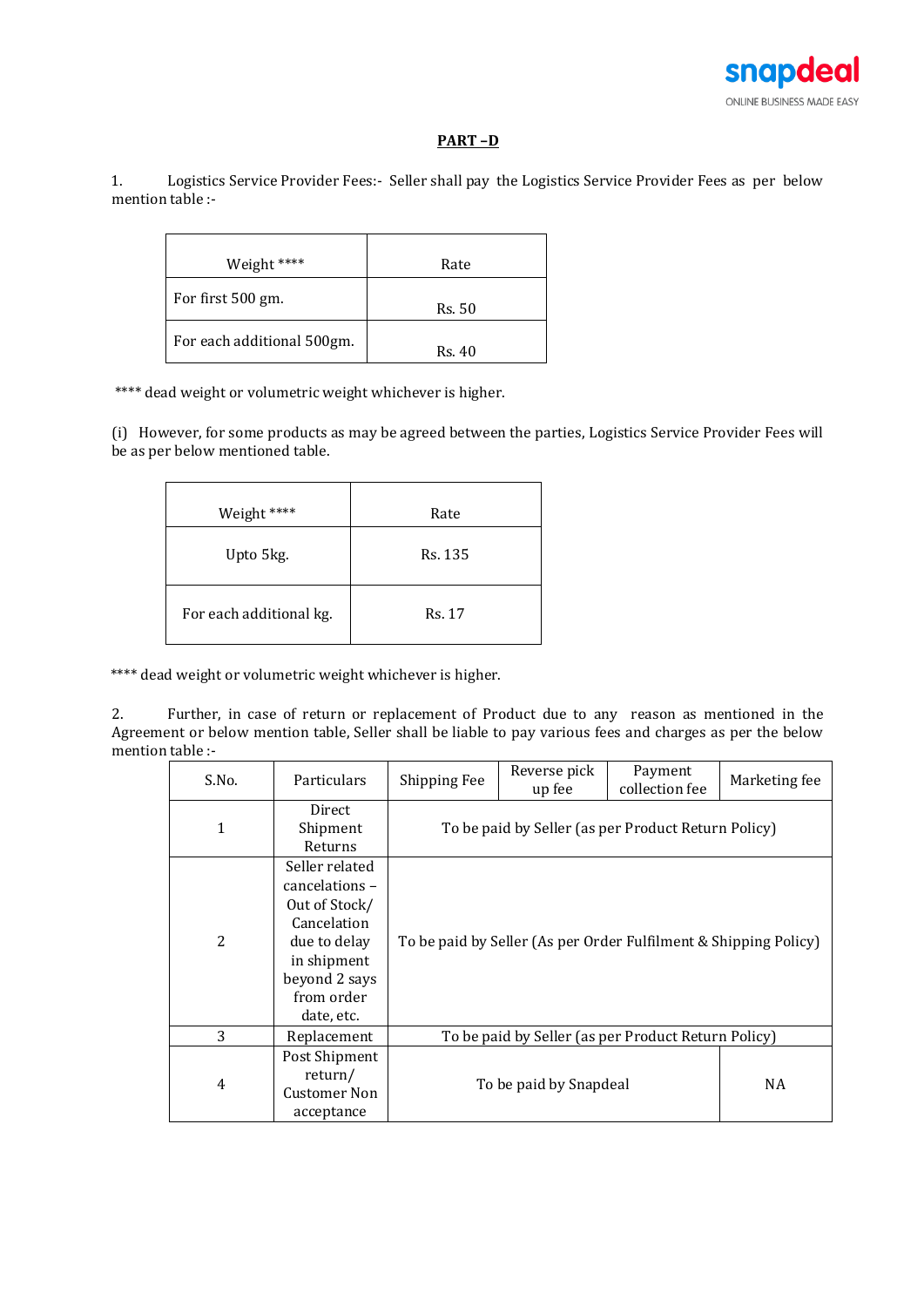## PART –D

1. Logistics Service Provider Fees:- Seller shall pay the Logistics Service Provider Fees as per below mention table :-

| Weight **** | Rate |
|---|---|
| For first 500 gm. | Rs. 50 |
| For each additional 500gm. | Rs. 40 |

**** dead weight or volumetric weight whichever is higher.

(i) However, for some products as may be agreed between the parties, Logistics Service Provider Fees will be as per below mentioned table.

| Weight **** | Rate |
|---|---|
| Upto 5kg. | Rs. 135 |
| For each additional kg. | Rs. 17 |

**** dead weight or volumetric weight whichever is higher.

2. Further, in case of return or replacement of Product due to any reason as mentioned in the Agreement or below mention table, Seller shall be liable to pay various fees and charges as per the below mention table :-

| S.No. | Particulars | Shipping Fee | Reverse pick up fee | Payment collection fee | Marketing fee |
|---|---|---|---|---|---|
| 1 | Direct Shipment Returns | To be paid by Seller (as per Product Return Policy) | | | |
| 2 | Seller related cancelations – Out of Stock/ Cancelation due to delay in shipment beyond 2 says from order date, etc. | To be paid by Seller (As per Order Fulfilment & Shipping Policy) | | | |
| 3 | Replacement | To be paid by Seller (as per Product Return Policy) | | | |
| 4 | Post Shipment return/ Customer Non acceptance | To be paid by Snapdeal | | | NA |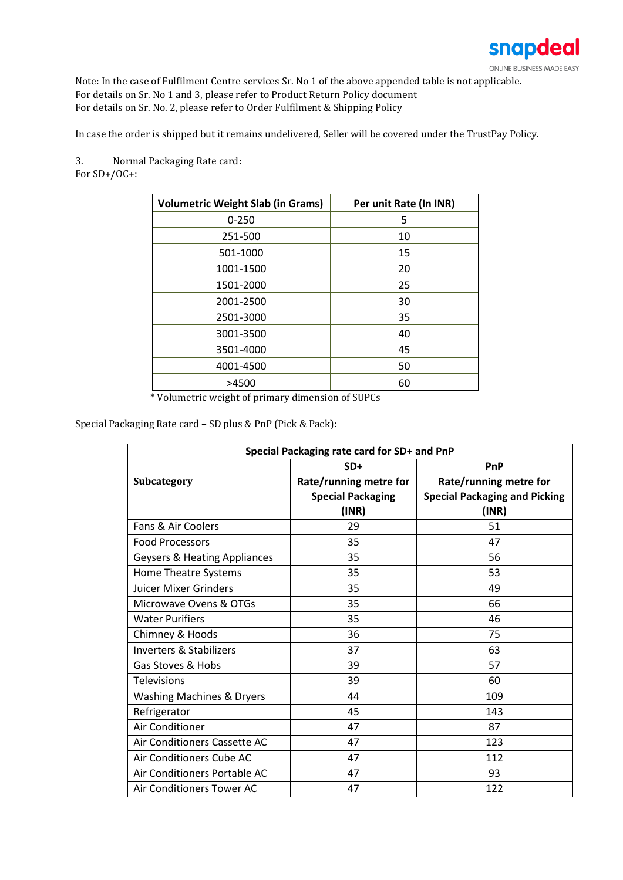Note: In the case of Fulfilment Centre services Sr. No 1 of the above appended table is not applicable.
For details on Sr. No 1 and 3, please refer to Product Return Policy document
For details on Sr. No. 2, please refer to Order Fulfilment & Shipping Policy

In case the order is shipped but it remains undelivered, Seller will be covered under the TrustPay Policy.

3. Normal Packaging Rate card:

For SD+/OC+:

| Volumetric Weight Slab (in Grams) | Per unit Rate (In INR) |
|---|---|
| 0-250 | 5 |
| 251-500 | 10 |
| 501-1000 | 15 |
| 1001-1500 | 20 |
| 1501-2000 | 25 |
| 2001-2500 | 30 |
| 2501-3000 | 35 |
| 3001-3500 | 40 |
| 3501-4000 | 45 |
| 4001-4500 | 50 |
| >4500 | 60 |

* Volumetric weight of primary dimension of SUPCs

Special Packaging Rate card – SD plus & PnP (Pick & Pack):

| Special Packaging rate card for SD+ and PnP | | |
|---|---|---|
| | SD+ | PnP |
| **Subcategory** | Rate/running metre for Special Packaging (INR) | Rate/running metre for Special Packaging and Picking (INR) |
| Fans & Air Coolers | 29 | 51 |
| Food Processors | 35 | 47 |
| Geysers & Heating Appliances | 35 | 56 |
| Home Theatre Systems | 35 | 53 |
| Juicer Mixer Grinders | 35 | 49 |
| Microwave Ovens & OTGs | 35 | 66 |
| Water Purifiers | 35 | 46 |
| Chimney & Hoods | 36 | 75 |
| Inverters & Stabilizers | 37 | 63 |
| Gas Stoves & Hobs | 39 | 57 |
| Televisions | 39 | 60 |
| Washing Machines & Dryers | 44 | 109 |
| Refrigerator | 45 | 143 |
| Air Conditioner | 47 | 87 |
| Air Conditioners Cassette AC | 47 | 123 |
| Air Conditioners Cube AC | 47 | 112 |
| Air Conditioners Portable AC | 47 | 93 |
| Air Conditioners Tower AC | 47 | 122 |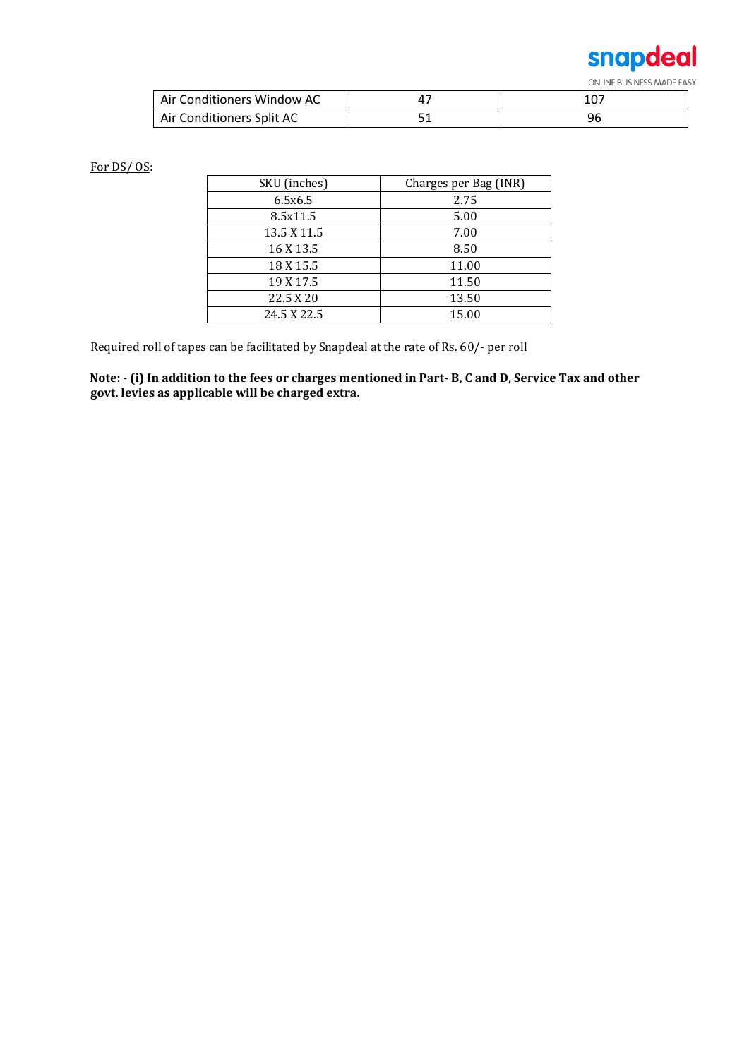| | | |
|---|---|---|
| Air Conditioners Window AC | 47 | 107 |
| Air Conditioners Split AC | 51 | 96 |

For DS/ OS:

| SKU (inches) | Charges per Bag (INR) |
|---|---|
| 6.5x6.5 | 2.75 |
| 8.5x11.5 | 5.00 |
| 13.5 X 11.5 | 7.00 |
| 16 X 13.5 | 8.50 |
| 18 X 15.5 | 11.00 |
| 19 X 17.5 | 11.50 |
| 22.5 X 20 | 13.50 |
| 24.5 X 22.5 | 15.00 |

Required roll of tapes can be facilitated by Snapdeal at the rate of Rs. 60/- per roll

**Note: - (i) In addition to the fees or charges mentioned in Part- B, C and D, Service Tax and other govt. levies as applicable will be charged extra.**